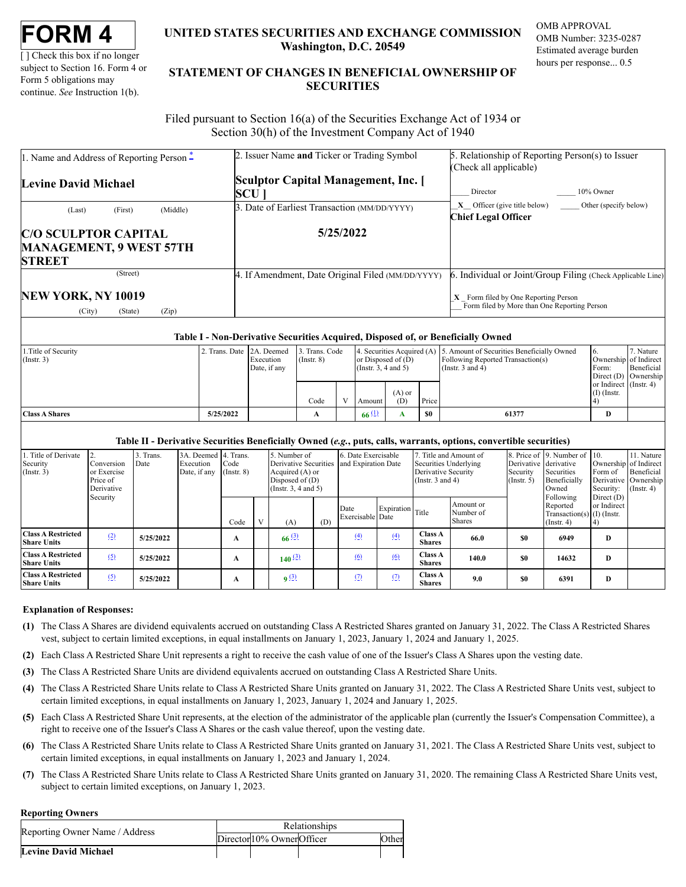# FORM 4

[ ] Check this box if no longer subject to Section 16. Form 4 or Form 5 obligations may continue. *See* Instruction 1(b).

**UNITED STATES SECURITIES AND EXCHANGE COMMISSION**
**Washington, D.C. 20549**

**STATEMENT OF CHANGES IN BENEFICIAL OWNERSHIP OF SECURITIES**

OMB APPROVAL
OMB Number: 3235-0287
Estimated average burden
hours per response... 0.5

Filed pursuant to Section 16(a) of the Securities Exchange Act of 1934 or Section 30(h) of the Investment Company Act of 1940

| 1. Name and Address of Reporting Person * | 2. Issuer Name **and** Ticker or Trading Symbol | 5. Relationship of Reporting Person(s) to Issuer (Check all applicable) |
|---|---|---|
| **Levine David Michael** | **Sculptor Capital Management, Inc. [ SCU ]** | _____ Director _____ 10% Owner |
| (Last) (First) (Middle) | 3. Date of Earliest Transaction (MM/DD/YYYY) | _X_ Officer (give title below) _____ Other (specify below) **Chief Legal Officer** |
| **C/O SCULPTOR CAPITAL MANAGEMENT, 9 WEST 57TH STREET** | **5/25/2022** | |
| (Street) | 4. If Amendment, Date Original Filed (MM/DD/YYYY) | 6. Individual or Joint/Group Filing (Check Applicable Line) |
| **NEW YORK, NY 10019** | | _X_ Form filed by One Reporting Person ___ Form filed by More than One Reporting Person |
| (City) (State) (Zip) | | |

### Table I - Non-Derivative Securities Acquired, Disposed of, or Beneficially Owned

| 1.Title of Security (Instr. 3) | 2. Trans. Date | 2A. Deemed Execution Date, if any | 3. Trans. Code (Instr. 8) | | 4. Securities Acquired (A) or Disposed of (D) (Instr. 3, 4 and 5) | | | 5. Amount of Securities Beneficially Owned Following Reported Transaction(s) (Instr. 3 and 4) | 6. Ownership Form: Direct (D) or Indirect (I) (Instr. 4) | 7. Nature of Indirect Beneficial Ownership (Instr. 4) |
|---|---|---|---|---|---|---|---|---|---|---|
| | | | Code | V | Amount | (A) or (D) | Price | | | |
| **Class A Shares** | **5/25/2022** | | **A** | | **66** (1) | **A** | **$0** | **61377** | **D** | |

### Table II - Derivative Securities Beneficially Owned (*e.g.*, puts, calls, warrants, options, convertible securities)

| 1. Title of Derivate Security (Instr. 3) | 2. Conversion or Exercise Price of Derivative Security | 3. Trans. Date | 3A. Deemed Execution Date, if any | 4. Trans. Code (Instr. 8) | | 5. Number of Derivative Securities Acquired (A) or Disposed of (D) (Instr. 3, 4 and 5) | | 6. Date Exercisable and Expiration Date | | 7. Title and Amount of Securities Underlying Derivative Security (Instr. 3 and 4) | | 8. Price of Derivative Security (Instr. 5) | 9. Number of derivative Securities Beneficially Owned Following Reported Transaction(s) (Instr. 4) | 10. Ownership Form of Derivative Security: Direct (D) or Indirect (I) (Instr. 4) | 11. Nature of Indirect Beneficial Ownership (Instr. 4) |
|---|---|---|---|---|---|---|---|---|---|---|---|---|---|---|---|
| | | | | Code | V | (A) | (D) | Date Exercisable | Expiration Date | Title | Amount or Number of Shares | | | | |
| **Class A Restricted Share Units** | (2) | **5/25/2022** | | **A** | | **66** (3) | | (4) | (4) | **Class A Shares** | **66.0** | **$0** | **6949** | **D** | |
| **Class A Restricted Share Units** | (5) | **5/25/2022** | | **A** | | **140** (3) | | (6) | (6) | **Class A Shares** | **140.0** | **$0** | **14632** | **D** | |
| **Class A Restricted Share Units** | (5) | **5/25/2022** | | **A** | | **9** (3) | | (7) | (7) | **Class A Shares** | **9.0** | **$0** | **6391** | **D** | |

**Explanation of Responses:**

**(1)** The Class A Shares are dividend equivalents accrued on outstanding Class A Restricted Shares granted on January 31, 2022. The Class A Restricted Shares vest, subject to certain limited exceptions, in equal installments on January 1, 2023, January 1, 2024 and January 1, 2025.

**(2)** Each Class A Restricted Share Unit represents a right to receive the cash value of one of the Issuer's Class A Shares upon the vesting date.

**(3)** The Class A Restricted Share Units are dividend equivalents accrued on outstanding Class A Restricted Share Units.

**(4)** The Class A Restricted Share Units relate to Class A Restricted Share Units granted on January 31, 2022. The Class A Restricted Share Units vest, subject to certain limited exceptions, in equal installments on January 1, 2023, January 1, 2024 and January 1, 2025.

**(5)** Each Class A Restricted Share Unit represents, at the election of the administrator of the applicable plan (currently the Issuer's Compensation Committee), a right to receive one of the Issuer's Class A Shares or the cash value thereof, upon the vesting date.

**(6)** The Class A Restricted Share Units relate to Class A Restricted Share Units granted on January 31, 2021. The Class A Restricted Share Units vest, subject to certain limited exceptions, in equal installments on January 1, 2023 and January 1, 2024.

**(7)** The Class A Restricted Share Units relate to Class A Restricted Share Units granted on January 31, 2020. The remaining Class A Restricted Share Units vest, subject to certain limited exceptions, on January 1, 2023.

**Reporting Owners**

| Reporting Owner Name / Address | Relationships | | | |
|---|---|---|---|---|
| | Director | 10% Owner | Officer | Other |
| **Levine David Michael** | | | | |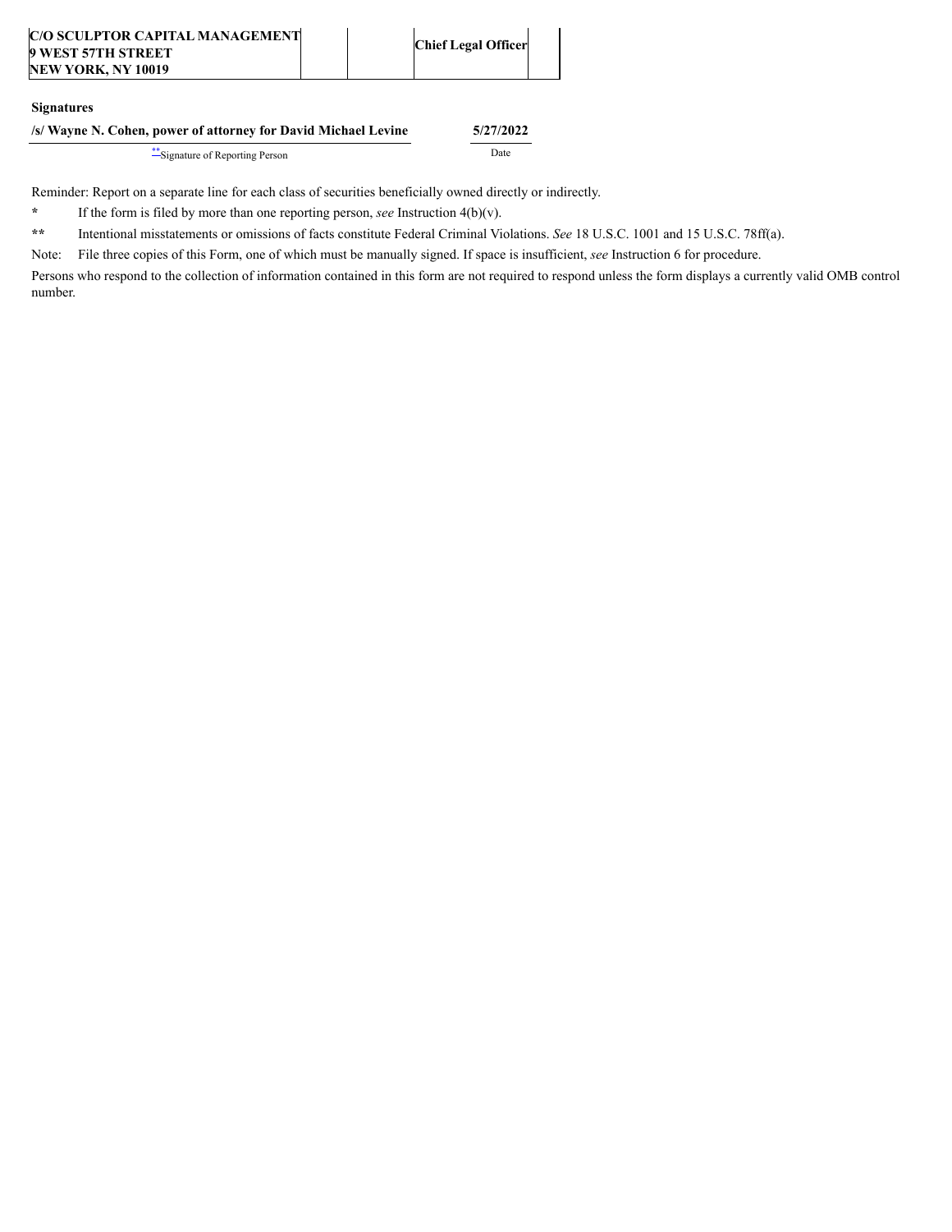| | | | | |
|---|---|---|---|---|
| C/O SCULPTOR CAPITAL MANAGEMENT<br>9 WEST 57TH STREET<br>NEW YORK, NY 10019 | | | Chief Legal Officer | |

**Signatures**

| | |
|---|---|
| **/s/ Wayne N. Cohen, power of attorney for David Michael Levine** | **5/27/2022** |
| ** Signature of Reporting Person | Date |

Reminder: Report on a separate line for each class of securities beneficially owned directly or indirectly.

\* If the form is filed by more than one reporting person, *see* Instruction 4(b)(v).

\*\* Intentional misstatements or omissions of facts constitute Federal Criminal Violations. *See* 18 U.S.C. 1001 and 15 U.S.C. 78ff(a).

Note: File three copies of this Form, one of which must be manually signed. If space is insufficient, *see* Instruction 6 for procedure.

Persons who respond to the collection of information contained in this form are not required to respond unless the form displays a currently valid OMB control number.